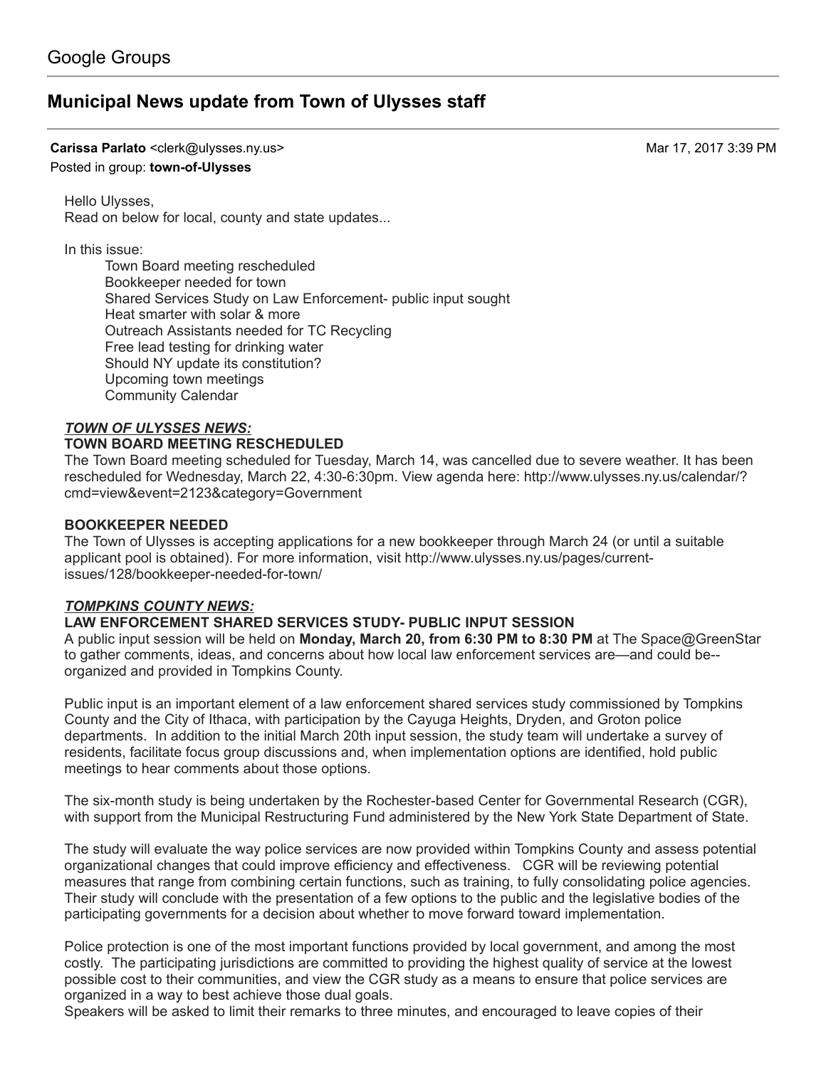Google Groups

# Municipal News update from Town of Ulysses staff

**Carissa Parlato** <clerk@ulysses.ny.us> Mar 17, 2017 3:39 PM
Posted in group: **town-of-Ulysses**

Hello Ulysses,
Read on below for local, county and state updates...

In this issue:

- Town Board meeting rescheduled
- Bookkeeper needed for town
- Shared Services Study on Law Enforcement- public input sought
- Heat smarter with solar & more
- Outreach Assistants needed for TC Recycling
- Free lead testing for drinking water
- Should NY update its constitution?
- Upcoming town meetings
- Community Calendar

***TOWN OF ULYSSES NEWS:***

**TOWN BOARD MEETING RESCHEDULED**

The Town Board meeting scheduled for Tuesday, March 14, was cancelled due to severe weather. It has been rescheduled for Wednesday, March 22, 4:30-6:30pm. View agenda here: http://www.ulysses.ny.us/calendar/?cmd=view&event=2123&category=Government

**BOOKKEEPER NEEDED**

The Town of Ulysses is accepting applications for a new bookkeeper through March 24 (or until a suitable applicant pool is obtained). For more information, visit http://www.ulysses.ny.us/pages/current-issues/128/bookkeeper-needed-for-town/

***TOMPKINS COUNTY NEWS:***

**LAW ENFORCEMENT SHARED SERVICES STUDY- PUBLIC INPUT SESSION**

A public input session will be held on **Monday, March 20, from 6:30 PM to 8:30 PM** at The Space@GreenStar to gather comments, ideas, and concerns about how local law enforcement services are—and could be--organized and provided in Tompkins County.

Public input is an important element of a law enforcement shared services study commissioned by Tompkins County and the City of Ithaca, with participation by the Cayuga Heights, Dryden, and Groton police departments. In addition to the initial March 20th input session, the study team will undertake a survey of residents, facilitate focus group discussions and, when implementation options are identified, hold public meetings to hear comments about those options.

The six-month study is being undertaken by the Rochester-based Center for Governmental Research (CGR), with support from the Municipal Restructuring Fund administered by the New York State Department of State.

The study will evaluate the way police services are now provided within Tompkins County and assess potential organizational changes that could improve efficiency and effectiveness. CGR will be reviewing potential measures that range from combining certain functions, such as training, to fully consolidating police agencies. Their study will conclude with the presentation of a few options to the public and the legislative bodies of the participating governments for a decision about whether to move forward toward implementation.

Police protection is one of the most important functions provided by local government, and among the most costly. The participating jurisdictions are committed to providing the highest quality of service at the lowest possible cost to their communities, and view the CGR study as a means to ensure that police services are organized in a way to best achieve those dual goals.

Speakers will be asked to limit their remarks to three minutes, and encouraged to leave copies of their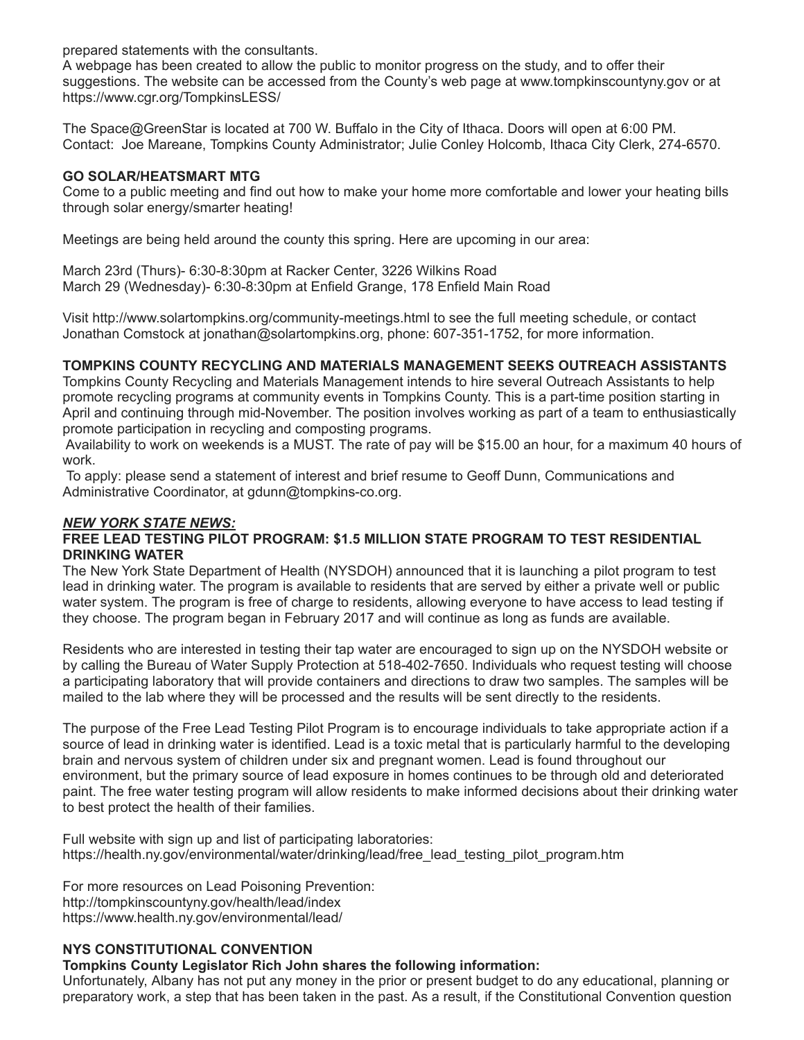prepared statements with the consultants.

A webpage has been created to allow the public to monitor progress on the study, and to offer their suggestions. The website can be accessed from the County's web page at www.tompkinscountyny.gov or at https://www.cgr.org/TompkinsLESS/

The Space@GreenStar is located at 700 W. Buffalo in the City of Ithaca. Doors will open at 6:00 PM. Contact: Joe Mareane, Tompkins County Administrator; Julie Conley Holcomb, Ithaca City Clerk, 274-6570.

**GO SOLAR/HEATSMART MTG**

Come to a public meeting and find out how to make your home more comfortable and lower your heating bills through solar energy/smarter heating!

Meetings are being held around the county this spring. Here are upcoming in our area:

March 23rd (Thurs)- 6:30-8:30pm at Racker Center, 3226 Wilkins Road
March 29 (Wednesday)- 6:30-8:30pm at Enfield Grange, 178 Enfield Main Road

Visit http://www.solartompkins.org/community-meetings.html to see the full meeting schedule, or contact Jonathan Comstock at jonathan@solartompkins.org, phone: 607-351-1752, for more information.

**TOMPKINS COUNTY RECYCLING AND MATERIALS MANAGEMENT SEEKS OUTREACH ASSISTANTS**

Tompkins County Recycling and Materials Management intends to hire several Outreach Assistants to help promote recycling programs at community events in Tompkins County. This is a part-time position starting in April and continuing through mid-November. The position involves working as part of a team to enthusiastically promote participation in recycling and composting programs.

Availability to work on weekends is a MUST. The rate of pay will be $15.00 an hour, for a maximum 40 hours of work.

To apply: please send a statement of interest and brief resume to Geoff Dunn, Communications and Administrative Coordinator, at gdunn@tompkins-co.org.

***NEW YORK STATE NEWS:***

**FREE LEAD TESTING PILOT PROGRAM: $1.5 MILLION STATE PROGRAM TO TEST RESIDENTIAL DRINKING WATER**

The New York State Department of Health (NYSDOH) announced that it is launching a pilot program to test lead in drinking water. The program is available to residents that are served by either a private well or public water system. The program is free of charge to residents, allowing everyone to have access to lead testing if they choose. The program began in February 2017 and will continue as long as funds are available.

Residents who are interested in testing their tap water are encouraged to sign up on the NYSDOH website or by calling the Bureau of Water Supply Protection at 518-402-7650. Individuals who request testing will choose a participating laboratory that will provide containers and directions to draw two samples. The samples will be mailed to the lab where they will be processed and the results will be sent directly to the residents.

The purpose of the Free Lead Testing Pilot Program is to encourage individuals to take appropriate action if a source of lead in drinking water is identified. Lead is a toxic metal that is particularly harmful to the developing brain and nervous system of children under six and pregnant women. Lead is found throughout our environment, but the primary source of lead exposure in homes continues to be through old and deteriorated paint. The free water testing program will allow residents to make informed decisions about their drinking water to best protect the health of their families.

Full website with sign up and list of participating laboratories:
https://health.ny.gov/environmental/water/drinking/lead/free_lead_testing_pilot_program.htm

For more resources on Lead Poisoning Prevention:
http://tompkinscountyny.gov/health/lead/index
https://www.health.ny.gov/environmental/lead/

**NYS CONSTITUTIONAL CONVENTION**

**Tompkins County Legislator Rich John shares the following information:**

Unfortunately, Albany has not put any money in the prior or present budget to do any educational, planning or preparatory work, a step that has been taken in the past. As a result, if the Constitutional Convention question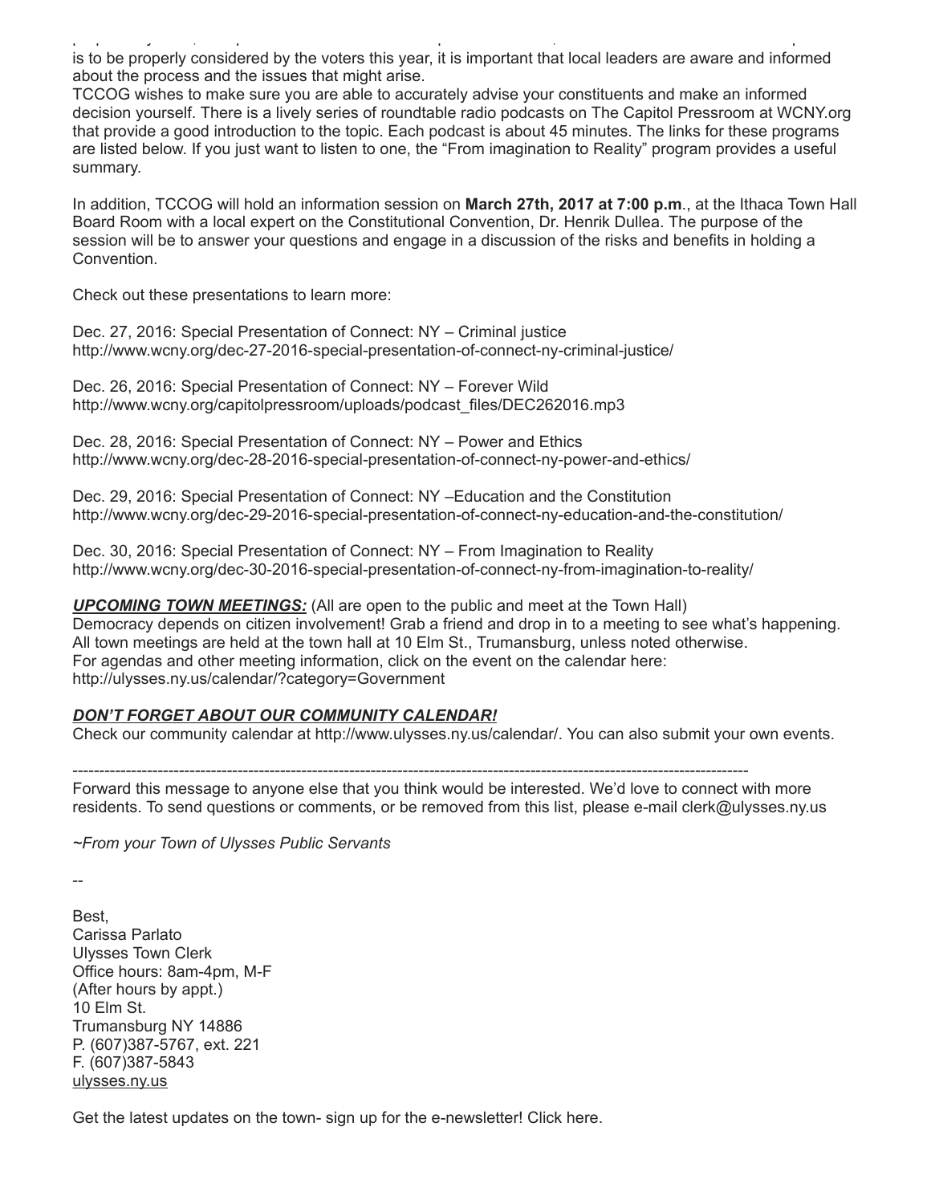is to be properly considered by the voters this year, it is important that local leaders are aware and informed about the process and the issues that might arise.

TCCOG wishes to make sure you are able to accurately advise your constituents and make an informed decision yourself. There is a lively series of roundtable radio podcasts on The Capitol Pressroom at WCNY.org that provide a good introduction to the topic. Each podcast is about 45 minutes. The links for these programs are listed below. If you just want to listen to one, the "From imagination to Reality" program provides a useful summary.

In addition, TCCOG will hold an information session on **March 27th, 2017 at 7:00 p.m**., at the Ithaca Town Hall Board Room with a local expert on the Constitutional Convention, Dr. Henrik Dullea. The purpose of the session will be to answer your questions and engage in a discussion of the risks and benefits in holding a Convention.

Check out these presentations to learn more:

Dec. 27, 2016: Special Presentation of Connect: NY – Criminal justice
http://www.wcny.org/dec-27-2016-special-presentation-of-connect-ny-criminal-justice/

Dec. 26, 2016: Special Presentation of Connect: NY – Forever Wild
http://www.wcny.org/capitolpressroom/uploads/podcast_files/DEC262016.mp3

Dec. 28, 2016: Special Presentation of Connect: NY – Power and Ethics
http://www.wcny.org/dec-28-2016-special-presentation-of-connect-ny-power-and-ethics/

Dec. 29, 2016: Special Presentation of Connect: NY –Education and the Constitution
http://www.wcny.org/dec-29-2016-special-presentation-of-connect-ny-education-and-the-constitution/

Dec. 30, 2016: Special Presentation of Connect: NY – From Imagination to Reality
http://www.wcny.org/dec-30-2016-special-presentation-of-connect-ny-from-imagination-to-reality/

***UPCOMING TOWN MEETINGS:*** (All are open to the public and meet at the Town Hall)
Democracy depends on citizen involvement! Grab a friend and drop in to a meeting to see what's happening.
All town meetings are held at the town hall at 10 Elm St., Trumansburg, unless noted otherwise.
For agendas and other meeting information, click on the event on the calendar here:
http://ulysses.ny.us/calendar/?category=Government

***DON'T FORGET ABOUT OUR COMMUNITY CALENDAR!***
Check our community calendar at http://www.ulysses.ny.us/calendar/. You can also submit your own events.

---

Forward this message to anyone else that you think would be interested. We'd love to connect with more residents. To send questions or comments, or be removed from this list, please e-mail clerk@ulysses.ny.us

*~From your Town of Ulysses Public Servants*

--

Best,
Carissa Parlato
Ulysses Town Clerk
Office hours: 8am-4pm, M-F
(After hours by appt.)
10 Elm St.
Trumansburg NY 14886
P. (607)387-5767, ext. 221
F. (607)387-5843
ulysses.ny.us

Get the latest updates on the town- sign up for the e-newsletter! Click here.